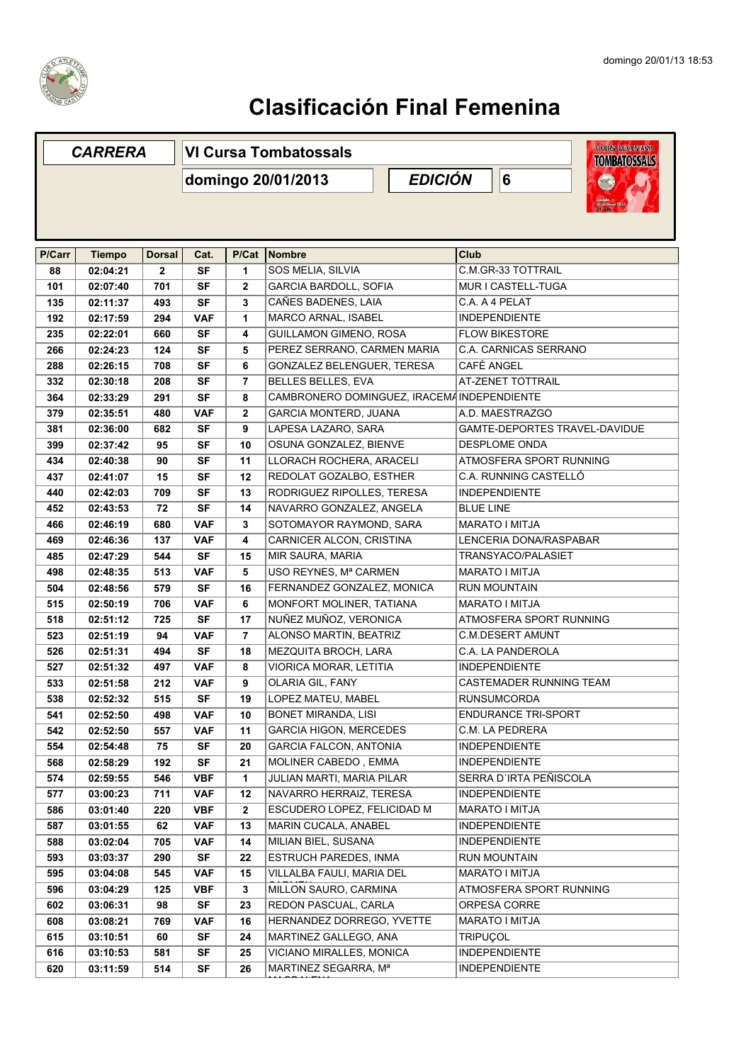# Clasificación Final Femenina

| CARRERA | VI Cursa Tombatossals |
| --- | --- |
| | domingo 20/01/2013 |
| EDICIÓN | 6 |

| P/Carr | Tiempo | Dorsal | Cat. | P/Cat | Nombre | Club |
| --- | --- | --- | --- | --- | --- | --- |
| 88 | 02:04:21 | 2 | SF | 1 | SOS MELIA, SILVIA | C.M.GR-33 TOTTRAIL |
| 101 | 02:07:40 | 701 | SF | 2 | GARCIA BARDOLL, SOFIA | MUR I CASTELL-TUGA |
| 135 | 02:11:37 | 493 | SF | 3 | CAÑES BADENES, LAIA | C.A. A 4 PELAT |
| 192 | 02:17:59 | 294 | VAF | 1 | MARCO ARNAL, ISABEL | INDEPENDIENTE |
| 235 | 02:22:01 | 660 | SF | 4 | GUILLAMON GIMENO, ROSA | FLOW BIKESTORE |
| 266 | 02:24:23 | 124 | SF | 5 | PEREZ SERRANO, CARMEN MARIA | C.A. CARNICAS SERRANO |
| 288 | 02:26:15 | 708 | SF | 6 | GONZALEZ BELENGUER, TERESA | CAFÉ ANGEL |
| 332 | 02:30:18 | 208 | SF | 7 | BELLES BELLES, EVA | AT-ZENET TOTTRAIL |
| 364 | 02:33:29 | 291 | SF | 8 | CAMBRONERO DOMINGUEZ, IRACEMA | INDEPENDIENTE |
| 379 | 02:35:51 | 480 | VAF | 2 | GARCIA MONTERD, JUANA | A.D. MAESTRAZGO |
| 381 | 02:36:00 | 682 | SF | 9 | LAPESA LAZARO, SARA | GAMTE-DEPORTES TRAVEL-DAVIDUE |
| 399 | 02:37:42 | 95 | SF | 10 | OSUNA GONZALEZ, BIENVE | DESPLOME ONDA |
| 434 | 02:40:38 | 90 | SF | 11 | LLORACH ROCHERA, ARACELI | ATMOSFERA SPORT RUNNING |
| 437 | 02:41:07 | 15 | SF | 12 | REDOLAT GOZALBO, ESTHER | C.A. RUNNING CASTELLÓ |
| 440 | 02:42:03 | 709 | SF | 13 | RODRIGUEZ RIPOLLES, TERESA | INDEPENDIENTE |
| 452 | 02:43:53 | 72 | SF | 14 | NAVARRO GONZALEZ, ANGELA | BLUE LINE |
| 466 | 02:46:19 | 680 | VAF | 3 | SOTOMAYOR RAYMOND, SARA | MARATO I MITJA |
| 469 | 02:46:36 | 137 | VAF | 4 | CARNICER ALCON, CRISTINA | LENCERIA DONA/RASPABAR |
| 485 | 02:47:29 | 544 | SF | 15 | MIR SAURA, MARIA | TRANSYACO/PALASIET |
| 498 | 02:48:35 | 513 | VAF | 5 | USO REYNES, Mª CARMEN | MARATO I MITJA |
| 504 | 02:48:56 | 579 | SF | 16 | FERNANDEZ GONZALEZ, MONICA | RUN MOUNTAIN |
| 515 | 02:50:19 | 706 | VAF | 6 | MONFORT MOLINER, TATIANA | MARATO I MITJA |
| 518 | 02:51:12 | 725 | SF | 17 | NUÑEZ MUÑOZ, VERONICA | ATMOSFERA SPORT RUNNING |
| 523 | 02:51:19 | 94 | VAF | 7 | ALONSO MARTIN, BEATRIZ | C.M.DESERT AMUNT |
| 526 | 02:51:31 | 494 | SF | 18 | MEZQUITA BROCH, LARA | C.A. LA PANDEROLA |
| 527 | 02:51:32 | 497 | VAF | 8 | VIORICA MORAR, LETITIA | INDEPENDIENTE |
| 533 | 02:51:58 | 212 | VAF | 9 | OLARIA GIL, FANY | CASTEMADER RUNNING TEAM |
| 538 | 02:52:32 | 515 | SF | 19 | LOPEZ MATEU, MABEL | RUNSUMCORDA |
| 541 | 02:52:50 | 498 | VAF | 10 | BONET MIRANDA, LISI | ENDURANCE TRI-SPORT |
| 542 | 02:52:50 | 557 | VAF | 11 | GARCIA HIGON, MERCEDES | C.M. LA PEDRERA |
| 554 | 02:54:48 | 75 | SF | 20 | GARCIA FALCON, ANTONIA | INDEPENDIENTE |
| 568 | 02:58:29 | 192 | SF | 21 | MOLINER CABEDO , EMMA | INDEPENDIENTE |
| 574 | 02:59:55 | 546 | VBF | 1 | JULIAN MARTI, MARIA PILAR | SERRA D´IRTA PEÑISCOLA |
| 577 | 03:00:23 | 711 | VAF | 12 | NAVARRO HERRAIZ, TERESA | INDEPENDIENTE |
| 586 | 03:01:40 | 220 | VBF | 2 | ESCUDERO LOPEZ, FELICIDAD M | MARATO I MITJA |
| 587 | 03:01:55 | 62 | VAF | 13 | MARIN CUCALA, ANABEL | INDEPENDIENTE |
| 588 | 03:02:04 | 705 | VAF | 14 | MILIAN BIEL, SUSANA | INDEPENDIENTE |
| 593 | 03:03:37 | 290 | SF | 22 | ESTRUCH PAREDES, INMA | RUN MOUNTAIN |
| 595 | 03:04:08 | 545 | VAF | 15 | VILLALBA FAULI, MARIA DEL CARMEN | MARATO I MITJA |
| 596 | 03:04:29 | 125 | VBF | 3 | MILLON SAURO, CARMINA | ATMOSFERA SPORT RUNNING |
| 602 | 03:06:31 | 98 | SF | 23 | REDON PASCUAL, CARLA | ORPESA CORRE |
| 608 | 03:08:21 | 769 | VAF | 16 | HERNANDEZ DORREGO, YVETTE | MARATO I MITJA |
| 615 | 03:10:51 | 60 | SF | 24 | MARTINEZ GALLEGO, ANA | TRIPUÇOL |
| 616 | 03:10:53 | 581 | SF | 25 | VICIANO MIRALLES, MONICA | INDEPENDIENTE |
| 620 | 03:11:59 | 514 | SF | 26 | MARTINEZ SEGARRA, Mª MAGDALENA | INDEPENDIENTE |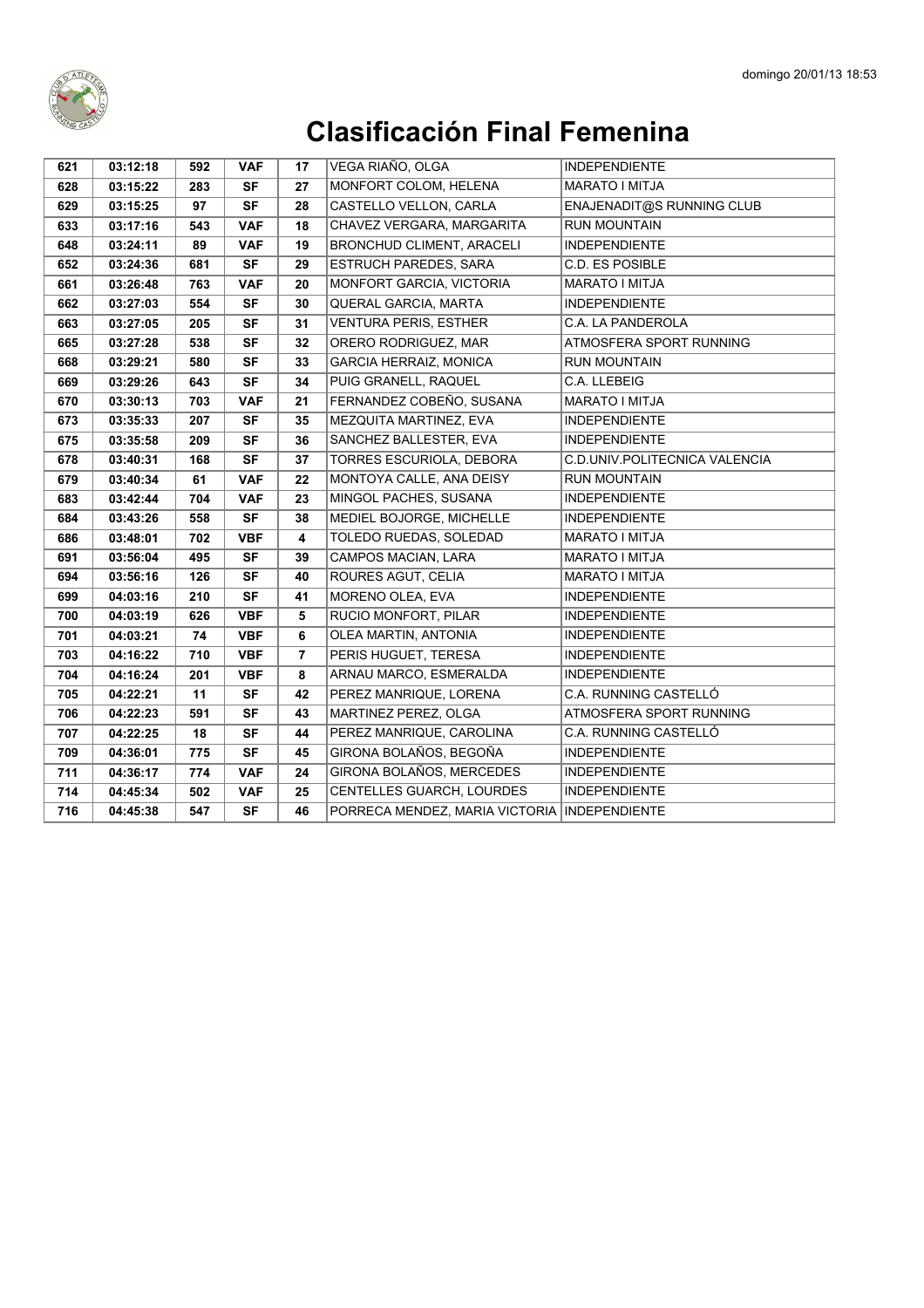# Clasificación Final Femenina

| | | | | | | |
|---|---|---|---|---|---|---|
| 621 | 03:12:18 | 592 | VAF | 17 | VEGA RIAÑO, OLGA | INDEPENDIENTE |
| 628 | 03:15:22 | 283 | SF | 27 | MONFORT COLOM, HELENA | MARATO I MITJA |
| 629 | 03:15:25 | 97 | SF | 28 | CASTELLO VELLON, CARLA | ENAJENADIT@S RUNNING CLUB |
| 633 | 03:17:16 | 543 | VAF | 18 | CHAVEZ VERGARA, MARGARITA | RUN MOUNTAIN |
| 648 | 03:24:11 | 89 | VAF | 19 | BRONCHUD CLIMENT, ARACELI | INDEPENDIENTE |
| 652 | 03:24:36 | 681 | SF | 29 | ESTRUCH PAREDES, SARA | C.D. ES POSIBLE |
| 661 | 03:26:48 | 763 | VAF | 20 | MONFORT GARCIA, VICTORIA | MARATO I MITJA |
| 662 | 03:27:03 | 554 | SF | 30 | QUERAL GARCIA, MARTA | INDEPENDIENTE |
| 663 | 03:27:05 | 205 | SF | 31 | VENTURA PERIS, ESTHER | C.A. LA PANDEROLA |
| 665 | 03:27:28 | 538 | SF | 32 | ORERO RODRIGUEZ, MAR | ATMOSFERA SPORT RUNNING |
| 668 | 03:29:21 | 580 | SF | 33 | GARCIA HERRAIZ, MONICA | RUN MOUNTAIN |
| 669 | 03:29:26 | 643 | SF | 34 | PUIG GRANELL, RAQUEL | C.A. LLEBEIG |
| 670 | 03:30:13 | 703 | VAF | 21 | FERNANDEZ COBEÑO, SUSANA | MARATO I MITJA |
| 673 | 03:35:33 | 207 | SF | 35 | MEZQUITA MARTINEZ, EVA | INDEPENDIENTE |
| 675 | 03:35:58 | 209 | SF | 36 | SANCHEZ BALLESTER, EVA | INDEPENDIENTE |
| 678 | 03:40:31 | 168 | SF | 37 | TORRES ESCURIOLA, DEBORA | C.D.UNIV.POLITECNICA VALENCIA |
| 679 | 03:40:34 | 61 | VAF | 22 | MONTOYA CALLE, ANA DEISY | RUN MOUNTAIN |
| 683 | 03:42:44 | 704 | VAF | 23 | MINGOL PACHES, SUSANA | INDEPENDIENTE |
| 684 | 03:43:26 | 558 | SF | 38 | MEDIEL BOJORGE, MICHELLE | INDEPENDIENTE |
| 686 | 03:48:01 | 702 | VBF | 4 | TOLEDO RUEDAS, SOLEDAD | MARATO I MITJA |
| 691 | 03:56:04 | 495 | SF | 39 | CAMPOS MACIAN, LARA | MARATO I MITJA |
| 694 | 03:56:16 | 126 | SF | 40 | ROURES AGUT, CELIA | MARATO I MITJA |
| 699 | 04:03:16 | 210 | SF | 41 | MORENO OLEA, EVA | INDEPENDIENTE |
| 700 | 04:03:19 | 626 | VBF | 5 | RUCIO MONFORT, PILAR | INDEPENDIENTE |
| 701 | 04:03:21 | 74 | VBF | 6 | OLEA MARTIN, ANTONIA | INDEPENDIENTE |
| 703 | 04:16:22 | 710 | VBF | 7 | PERIS HUGUET, TERESA | INDEPENDIENTE |
| 704 | 04:16:24 | 201 | VBF | 8 | ARNAU MARCO, ESMERALDA | INDEPENDIENTE |
| 705 | 04:22:21 | 11 | SF | 42 | PEREZ MANRIQUE, LORENA | C.A. RUNNING CASTELLÓ |
| 706 | 04:22:23 | 591 | SF | 43 | MARTINEZ PEREZ, OLGA | ATMOSFERA SPORT RUNNING |
| 707 | 04:22:25 | 18 | SF | 44 | PEREZ MANRIQUE, CAROLINA | C.A. RUNNING CASTELLÓ |
| 709 | 04:36:01 | 775 | SF | 45 | GIRONA BOLAÑOS, BEGOÑA | INDEPENDIENTE |
| 711 | 04:36:17 | 774 | VAF | 24 | GIRONA BOLAÑOS, MERCEDES | INDEPENDIENTE |
| 714 | 04:45:34 | 502 | VAF | 25 | CENTELLES GUARCH, LOURDES | INDEPENDIENTE |
| 716 | 04:45:38 | 547 | SF | 46 | PORRECA MENDEZ, MARIA VICTORIA | INDEPENDIENTE |